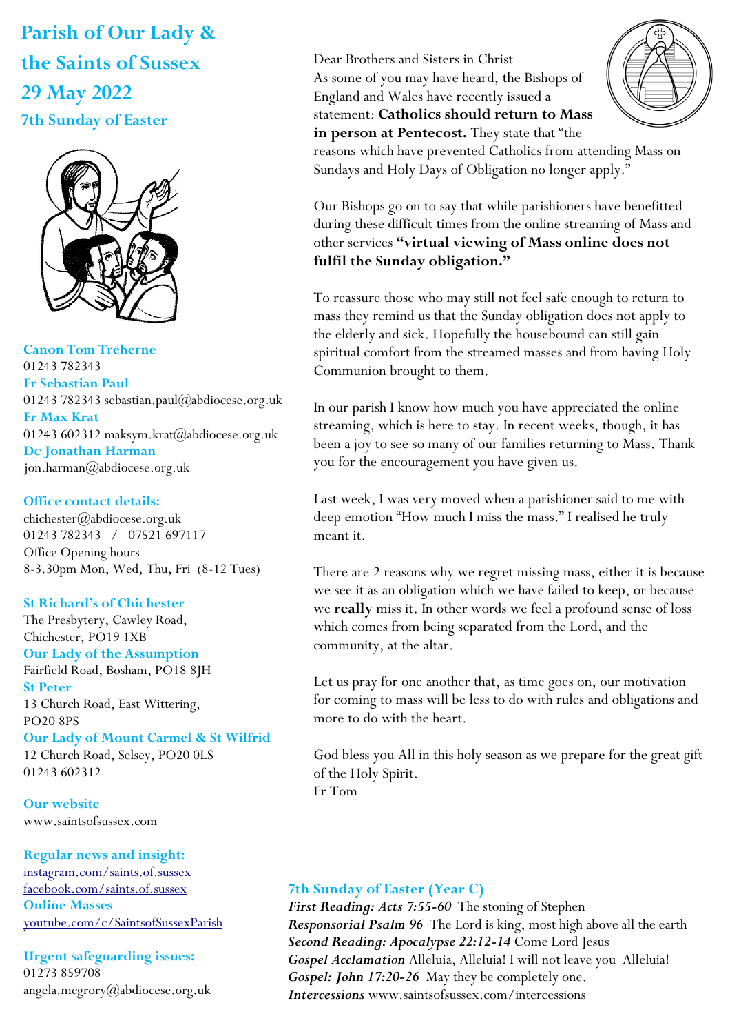# Parish of Our Lady & the Saints of Sussex

## 29 May 2022

### 7th Sunday of Easter

**Canon Tom Treherne**
01243 782343

**Fr Sebastian Paul**
01243 782343 sebastian.paul@abdiocese.org.uk

**Fr Max Krat**
01243 602312 maksym.krat@abdiocese.org.uk

**Dc Jonathan Harman**
jon.harman@abdiocese.org.uk

**Office contact details:**
chichester@abdiocese.org.uk
01243 782343 / 07521 697117
Office Opening hours
8-3.30pm Mon, Wed, Thu, Fri (8-12 Tues)

**St Richard's of Chichester**
The Presbytery, Cawley Road, Chichester, PO19 1XB

**Our Lady of the Assumption**
Fairfield Road, Bosham, PO18 8JH

**St Peter**
13 Church Road, East Wittering, PO20 8PS

**Our Lady of Mount Carmel & St Wilfrid**
12 Church Road, Selsey, PO20 0LS
01243 602312

**Our website**
www.saintsofsussex.com

**Regular news and insight:**
instagram.com/saints.of.sussex
facebook.com/saints.of.sussex

**Online Masses**
youtube.com/c/SaintsofSussexParish

**Urgent safeguarding issues:**
01273 859708
angela.mcgrory@abdiocese.org.uk

Dear Brothers and Sisters in Christ
As some of you may have heard, the Bishops of England and Wales have recently issued a statement: **Catholics should return to Mass in person at Pentecost.** They state that "the reasons which have prevented Catholics from attending Mass on Sundays and Holy Days of Obligation no longer apply."

Our Bishops go on to say that while parishioners have benefitted during these difficult times from the online streaming of Mass and other services **"virtual viewing of Mass online does not fulfil the Sunday obligation."**

To reassure those who may still not feel safe enough to return to mass they remind us that the Sunday obligation does not apply to the elderly and sick. Hopefully the housebound can still gain spiritual comfort from the streamed masses and from having Holy Communion brought to them.

In our parish I know how much you have appreciated the online streaming, which is here to stay. In recent weeks, though, it has been a joy to see so many of our families returning to Mass. Thank you for the encouragement you have given us.

Last week, I was very moved when a parishioner said to me with deep emotion "How much I miss the mass." I realised he truly meant it.

There are 2 reasons why we regret missing mass, either it is because we see it as an obligation which we have failed to keep, or because we **really** miss it. In other words we feel a profound sense of loss which comes from being separated from the Lord, and the community, at the altar.

Let us pray for one another that, as time goes on, our motivation for coming to mass will be less to do with rules and obligations and more to do with the heart.

God bless you All in this holy season as we prepare for the great gift of the Holy Spirit.
Fr Tom

### 7th Sunday of Easter (Year C)

***First Reading: Acts 7:55-60*** The stoning of Stephen
***Responsorial Psalm 96*** The Lord is king, most high above all the earth
***Second Reading: Apocalypse 22:12-14*** Come Lord Jesus
***Gospel Acclamation*** Alleluia, Alleluia! I will not leave you Alleluia!
***Gospel: John 17:20-26*** May they be completely one.
***Intercessions*** www.saintsofsussex.com/intercessions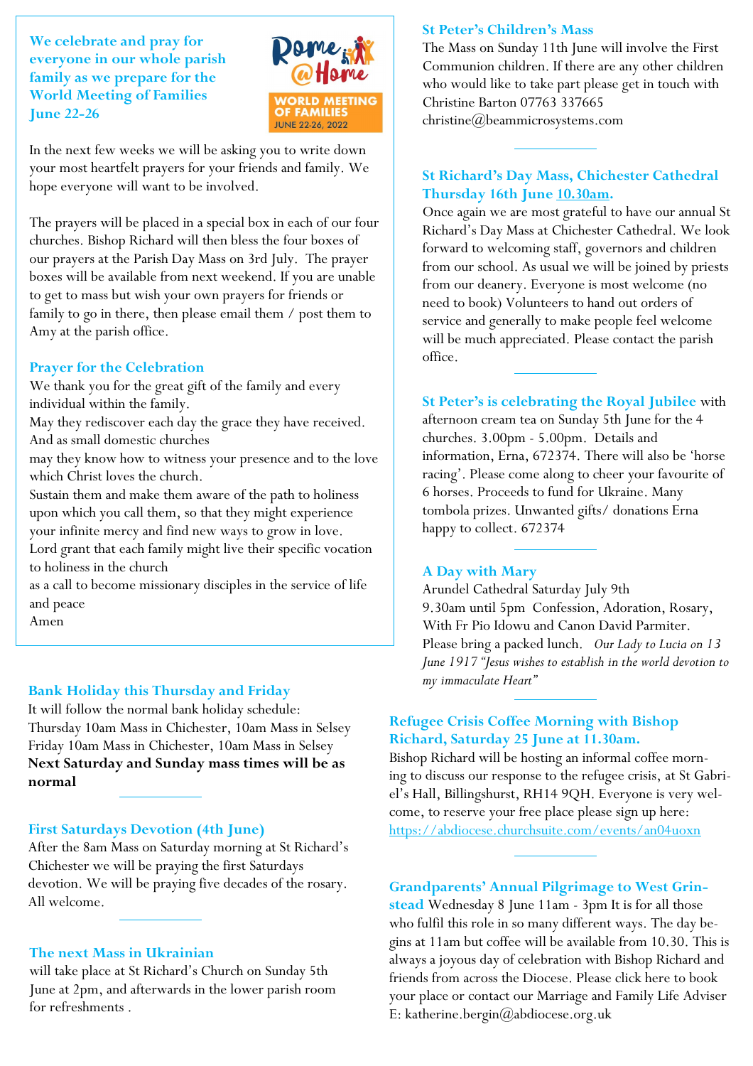## We celebrate and pray for everyone in our whole parish family as we prepare for the World Meeting of Families June 22-26

In the next few weeks we will be asking you to write down your most heartfelt prayers for your friends and family. We hope everyone will want to be involved.

The prayers will be placed in a special box in each of our four churches. Bishop Richard will then bless the four boxes of our prayers at the Parish Day Mass on 3rd July. The prayer boxes will be available from next weekend. If you are unable to get to mass but wish your own prayers for friends or family to go in there, then please email them / post them to Amy at the parish office.

### Prayer for the Celebration

We thank you for the great gift of the family and every individual within the family.
May they rediscover each day the grace they have received.
And as small domestic churches
may they know how to witness your presence and to the love which Christ loves the church.
Sustain them and make them aware of the path to holiness upon which you call them, so that they might experience your infinite mercy and find new ways to grow in love.
Lord grant that each family might live their specific vocation to holiness in the church
as a call to become missionary disciples in the service of life and peace
Amen

### Bank Holiday this Thursday and Friday

It will follow the normal bank holiday schedule:
Thursday 10am Mass in Chichester, 10am Mass in Selsey
Friday 10am Mass in Chichester, 10am Mass in Selsey
**Next Saturday and Sunday mass times will be as normal**

### First Saturdays Devotion (4th June)

After the 8am Mass on Saturday morning at St Richard's Chichester we will be praying the first Saturdays devotion. We will be praying five decades of the rosary. All welcome.

### The next Mass in Ukrainian

will take place at St Richard's Church on Sunday 5th June at 2pm, and afterwards in the lower parish room for refreshments .

### St Peter's Children's Mass

The Mass on Sunday 11th June will involve the First Communion children. If there are any other children who would like to take part please get in touch with Christine Barton 07763 337665
christine@beammicrosystems.com

### St Richard's Day Mass, Chichester Cathedral Thursday 16th June 10.30am.

Once again we are most grateful to have our annual St Richard's Day Mass at Chichester Cathedral. We look forward to welcoming staff, governors and children from our school. As usual we will be joined by priests from our deanery. Everyone is most welcome (no need to book) Volunteers to hand out orders of service and generally to make people feel welcome will be much appreciated. Please contact the parish office.

**St Peter's is celebrating the Royal Jubilee** with afternoon cream tea on Sunday 5th June for the 4 churches. 3.00pm - 5.00pm. Details and information, Erna, 672374. There will also be 'horse racing'. Please come along to cheer your favourite of 6 horses. Proceeds to fund for Ukraine. Many tombola prizes. Unwanted gifts/ donations Erna happy to collect. 672374

### A Day with Mary

Arundel Cathedral Saturday July 9th
9.30am until 5pm Confession, Adoration, Rosary, With Fr Pio Idowu and Canon David Parmiter.
Please bring a packed lunch. *Our Lady to Lucia on 13 June 1917 "Jesus wishes to establish in the world devotion to my immaculate Heart"*

### Refugee Crisis Coffee Morning with Bishop Richard, Saturday 25 June at 11.30am.

Bishop Richard will be hosting an informal coffee morning to discuss our response to the refugee crisis, at St Gabriel's Hall, Billingshurst, RH14 9QH. Everyone is very welcome, to reserve your free place please sign up here: https://abdiocese.churchsuite.com/events/an04uoxn

**Grandparents' Annual Pilgrimage to West Grinstead** Wednesday 8 June 11am - 3pm It is for all those who fulfil this role in so many different ways. The day begins at 11am but coffee will be available from 10.30. This is always a joyous day of celebration with Bishop Richard and friends from across the Diocese. Please click here to book your place or contact our Marriage and Family Life Adviser E: katherine.bergin@abdiocese.org.uk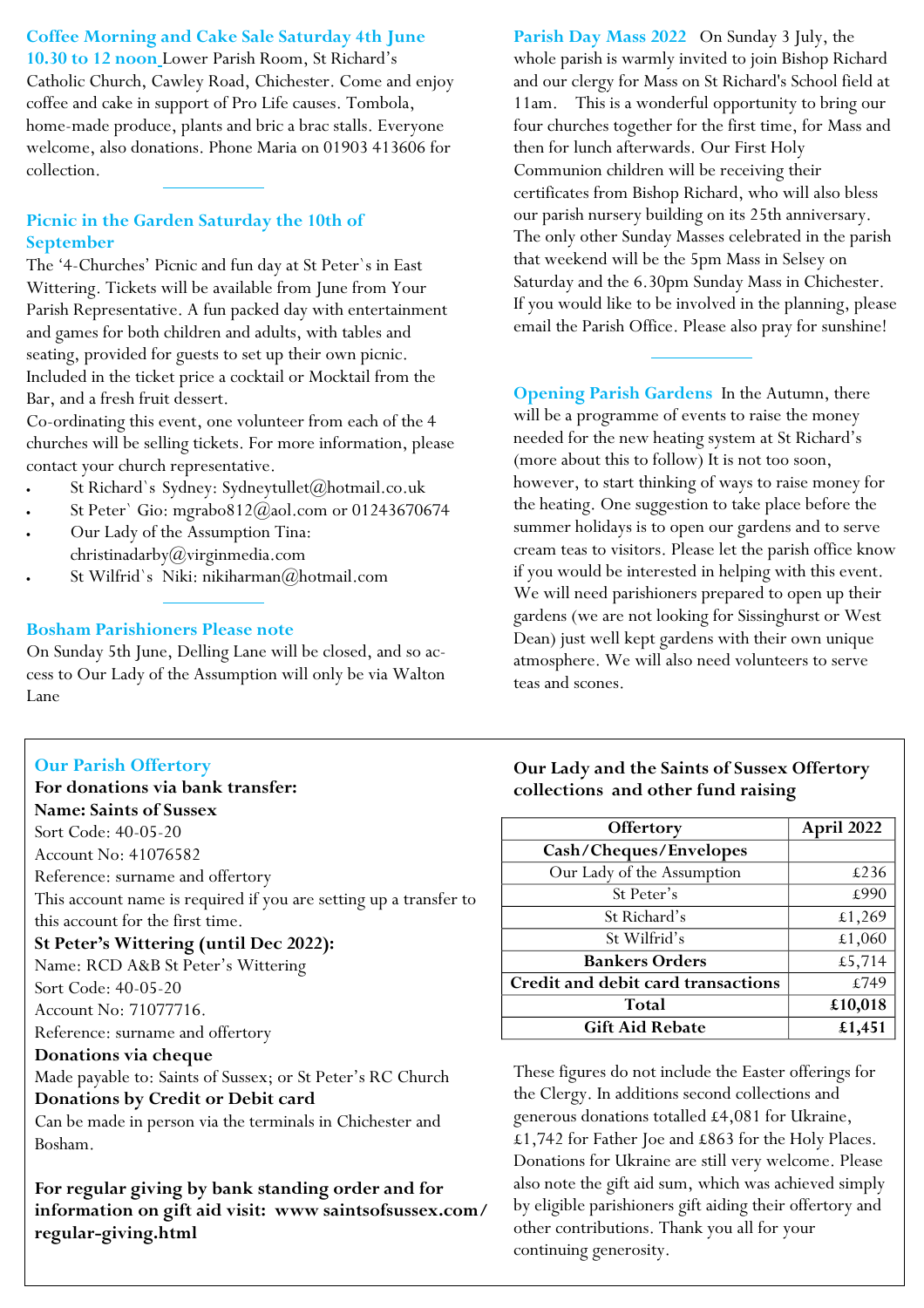## Coffee Morning and Cake Sale Saturday 4th June 10.30 to 12 noon

Lower Parish Room, St Richard's Catholic Church, Cawley Road, Chichester. Come and enjoy coffee and cake in support of Pro Life causes. Tombola, home-made produce, plants and bric a brac stalls. Everyone welcome, also donations. Phone Maria on 01903 413606 for collection.

---

## Picnic in the Garden Saturday the 10th of September

The '4-Churches' Picnic and fun day at St Peter`s in East Wittering. Tickets will be available from June from Your Parish Representative. A fun packed day with entertainment and games for both children and adults, with tables and seating, provided for guests to set up their own picnic. Included in the ticket price a cocktail or Mocktail from the Bar, and a fresh fruit dessert.

Co-ordinating this event, one volunteer from each of the 4 churches will be selling tickets. For more information, please contact your church representative.

- St Richard`s Sydney: Sydneytullet@hotmail.co.uk
- St Peter` Gio: mgrabo812@aol.com or 01243670674
- Our Lady of the Assumption Tina: christinadarby@virginmedia.com
- St Wilfrid`s Niki: nikiharman@hotmail.com

---

## Bosham Parishioners Please note

On Sunday 5th June, Delling Lane will be closed, and so access to Our Lady of the Assumption will only be via Walton Lane

## Parish Day Mass 2022

On Sunday 3 July, the whole parish is warmly invited to join Bishop Richard and our clergy for Mass on St Richard's School field at 11am. This is a wonderful opportunity to bring our four churches together for the first time, for Mass and then for lunch afterwards. Our First Holy Communion children will be receiving their certificates from Bishop Richard, who will also bless our parish nursery building on its 25th anniversary. The only other Sunday Masses celebrated in the parish that weekend will be the 5pm Mass in Selsey on Saturday and the 6.30pm Sunday Mass in Chichester. If you would like to be involved in the planning, please email the Parish Office. Please also pray for sunshine!

---

## Opening Parish Gardens

In the Autumn, there will be a programme of events to raise the money needed for the new heating system at St Richard's (more about this to follow) It is not too soon, however, to start thinking of ways to raise money for the heating. One suggestion to take place before the summer holidays is to open our gardens and to serve cream teas to visitors. Please let the parish office know if you would be interested in helping with this event. We will need parishioners prepared to open up their gardens (we are not looking for Sissinghurst or West Dean) just well kept gardens with their own unique atmosphere. We will also need volunteers to serve teas and scones.

## Our Parish Offertory

**For donations via bank transfer:**
**Name: Saints of Sussex**
Sort Code: 40-05-20
Account No: 41076582
Reference: surname and offertory
This account name is required if you are setting up a transfer to this account for the first time.

**St Peter's Wittering (until Dec 2022):**
Name: RCD A&B St Peter's Wittering
Sort Code: 40-05-20
Account No: 71077716.
Reference: surname and offertory

**Donations via cheque**
Made payable to: Saints of Sussex; or St Peter's RC Church

**Donations by Credit or Debit card**
Can be made in person via the terminals in Chichester and Bosham.

**For regular giving by bank standing order and for information on gift aid visit: www saintsofsussex.com/regular-giving.html**

## Our Lady and the Saints of Sussex Offertory collections and other fund raising

| Offertory | April 2022 |
|---|---|
| **Cash/Cheques/Envelopes** | |
| Our Lady of the Assumption | £236 |
| St Peter's | £990 |
| St Richard's | £1,269 |
| St Wilfrid's | £1,060 |
| **Bankers Orders** | £5,714 |
| **Credit and debit card transactions** | £749 |
| **Total** | **£10,018** |
| **Gift Aid Rebate** | **£1,451** |

These figures do not include the Easter offerings for the Clergy. In additions second collections and generous donations totalled £4,081 for Ukraine, £1,742 for Father Joe and £863 for the Holy Places. Donations for Ukraine are still very welcome. Please also note the gift aid sum, which was achieved simply by eligible parishioners gift aiding their offertory and other contributions. Thank you all for your continuing generosity.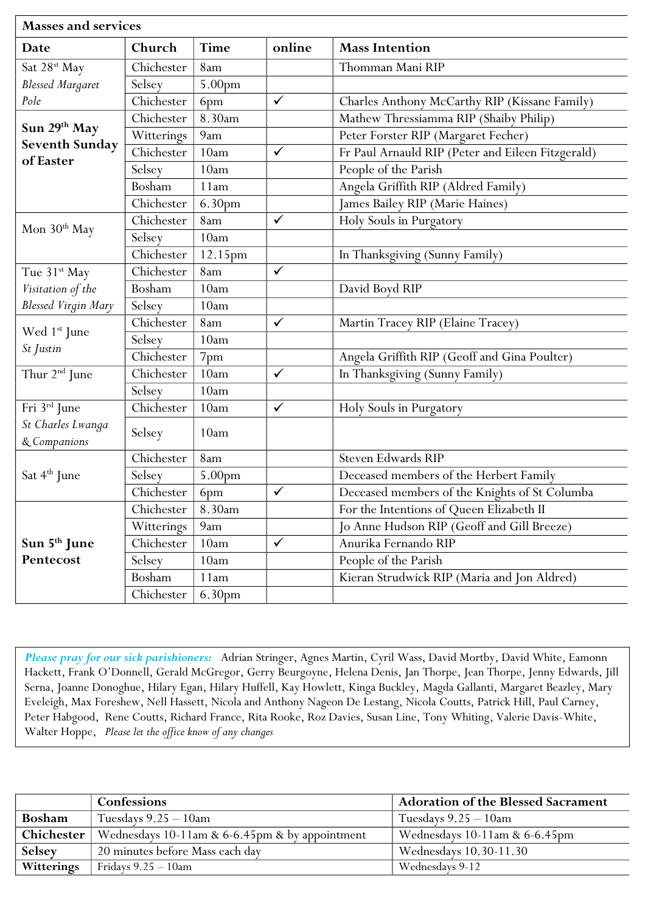| Masses and services | | | | |
|---|---|---|---|---|
| **Date** | **Church** | **Time** | **online** | **Mass Intention** |
| Sat 28st May *Blessed Margaret Pole* | Chichester | 8am | | Thomman Mani RIP |
| | Selsey | 5.00pm | | |
| | Chichester | 6pm | ✓ | Charles Anthony McCarthy RIP (Kissane Family) |
| **Sun 29th May Seventh Sunday of Easter** | Chichester | 8.30am | | Mathew Thressiamma RIP (Shaiby Philip) |
| | Witterings | 9am | | Peter Forster RIP (Margaret Fecher) |
| | Chichester | 10am | ✓ | Fr Paul Arnauld RIP (Peter and Eileen Fitzgerald) |
| | Selsey | 10am | | People of the Parish |
| | Bosham | 11am | | Angela Griffith RIP (Aldred Family) |
| | Chichester | 6.30pm | | James Bailey RIP (Marie Haines) |
| Mon 30th May | Chichester | 8am | ✓ | Holy Souls in Purgatory |
| | Selsey | 10am | | |
| | Chichester | 12.15pm | | In Thanksgiving (Sunny Family) |
| Tue 31st May *Visitation of the Blessed Virgin Mary* | Chichester | 8am | ✓ | |
| | Bosham | 10am | | David Boyd RIP |
| | Selsey | 10am | | |
| Wed 1st June *St Justin* | Chichester | 8am | ✓ | Martin Tracey RIP (Elaine Tracey) |
| | Selsey | 10am | | |
| | Chichester | 7pm | | Angela Griffith RIP (Geoff and Gina Poulter) |
| Thur 2nd June | Chichester | 10am | ✓ | In Thanksgiving (Sunny Family) |
| | Selsey | 10am | | |
| Fri 3rd June *St Charles Lwanga & Companions* | Chichester | 10am | ✓ | Holy Souls in Purgatory |
| | Selsey | 10am | | |
| Sat 4th June | Chichester | 8am | | Steven Edwards RIP |
| | Selsey | 5.00pm | | Deceased members of the Herbert Family |
| | Chichester | 6pm | ✓ | Deceased members of the Knights of St Columba |
| **Sun 5th June Pentecost** | Chichester | 8.30am | | For the Intentions of Queen Elizabeth II |
| | Witterings | 9am | | Jo Anne Hudson RIP (Geoff and Gill Breeze) |
| | Chichester | 10am | ✓ | Anurika Fernando RIP |
| | Selsey | 10am | | People of the Parish |
| | Bosham | 11am | | Kieran Strudwick RIP (Maria and Jon Aldred) |
| | Chichester | 6.30pm | | |

***Please pray for our sick parishioners:*** Adrian Stringer, Agnes Martin, Cyril Wass, David Mortby, David White, Eamonn Hackett, Frank O'Donnell, Gerald McGregor, Gerry Beurgoyne, Helena Denis, Jan Thorpe, Jean Thorpe, Jenny Edwards, Jill Serna, Joanne Donoghue, Hilary Egan, Hilary Huffell, Kay Howlett, Kinga Buckley, Magda Gallanti, Margaret Beazley, Mary Eveleigh, Max Foreshew, Nell Hassett, Nicola and Anthony Nageon De Lestang, Nicola Coutts, Patrick Hill, Paul Carney, Peter Habgood, Rene Coutts, Richard France, Rita Rooke, Roz Davies, Susan Line, Tony Whiting, Valerie Davis-White, Walter Hoppe, *Please let the office know of any changes*

| | **Confessions** | **Adoration of the Blessed Sacrament** |
|---|---|---|
| **Bosham** | Tuesdays 9.25 – 10am | Tuesdays 9.25 – 10am |
| **Chichester** | Wednesdays 10-11am & 6-6.45pm & by appointment | Wednesdays 10-11am & 6-6.45pm |
| **Selsey** | 20 minutes before Mass each day | Wednesdays 10.30-11.30 |
| **Witterings** | Fridays 9.25 – 10am | Wednesdays 9-12 |